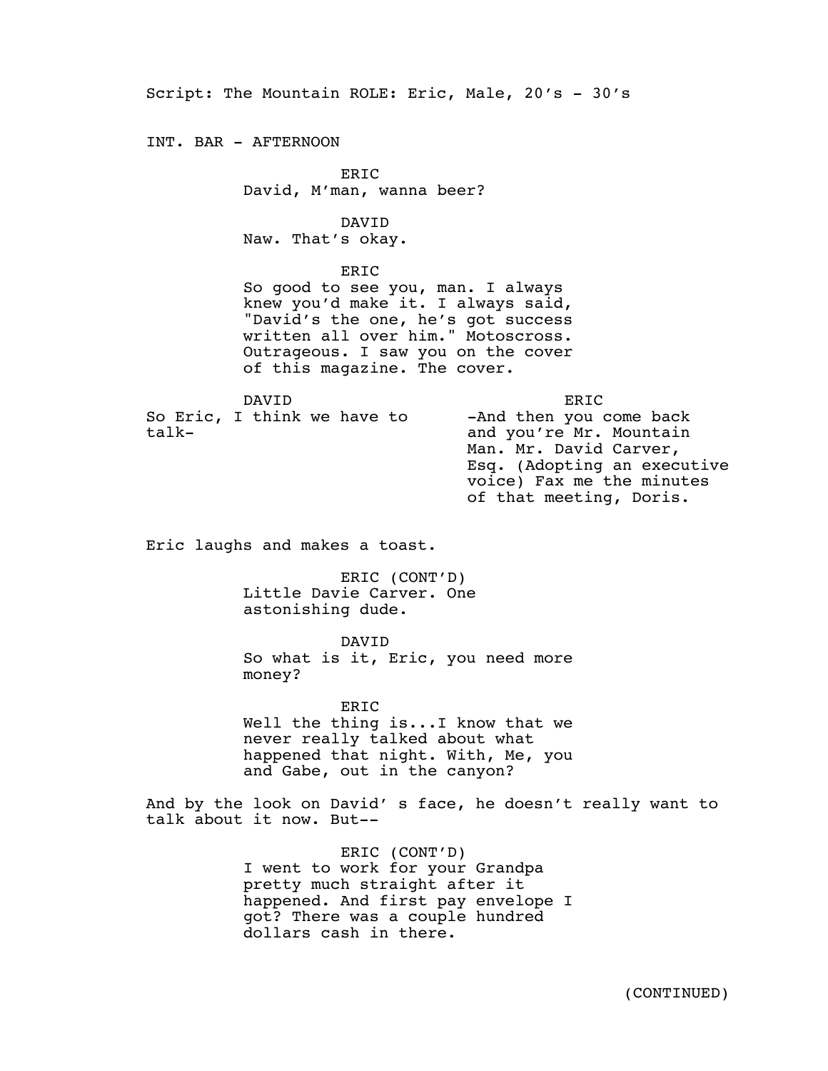Script: The Mountain ROLE: Eric, Male, 20's - 30's

INT. BAR - AFTERNOON

ERIC
David, M'man, wanna beer?

DAVID
Naw. That's okay.

ERIC
So good to see you, man. I always knew you'd make it. I always said, "David's the one, he's got success written all over him." Motoscross. Outrageous. I saw you on the cover of this magazine. The cover.

DAVID
So Eric, I think we have to talk-

ERIC
-And then you come back and you're Mr. Mountain Man. Mr. David Carver, Esq. (Adopting an executive voice) Fax me the minutes of that meeting, Doris.

Eric laughs and makes a toast.

ERIC (CONT'D)
Little Davie Carver. One astonishing dude.

DAVID
So what is it, Eric, you need more money?

ERIC
Well the thing is...I know that we never really talked about what happened that night. With, Me, you and Gabe, out in the canyon?

And by the look on David' s face, he doesn't really want to talk about it now. But--

ERIC (CONT'D)
I went to work for your Grandpa pretty much straight after it happened. And first pay envelope I got? There was a couple hundred dollars cash in there.

(CONTINUED)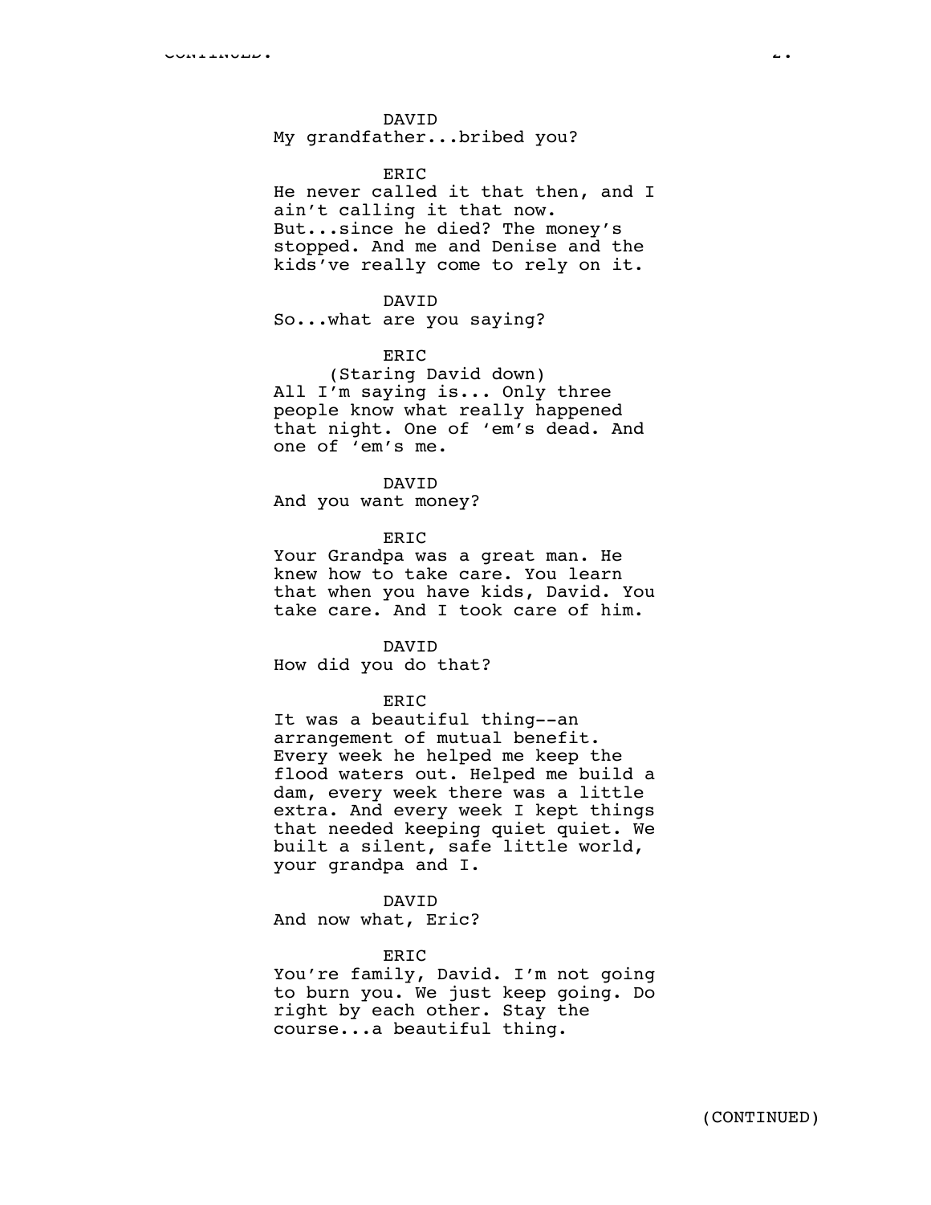DAVID
My grandfather...bribed you?

ERIC
He never called it that then, and I ain't calling it that now. But...since he died? The money's stopped. And me and Denise and the kids've really come to rely on it.

DAVID
So...what are you saying?

ERIC
(Staring David down)
All I'm saying is... Only three people know what really happened that night. One of 'em's dead. And one of 'em's me.

DAVID
And you want money?

ERIC
Your Grandpa was a great man. He knew how to take care. You learn that when you have kids, David. You take care. And I took care of him.

DAVID
How did you do that?

ERIC
It was a beautiful thing--an arrangement of mutual benefit. Every week he helped me keep the flood waters out. Helped me build a dam, every week there was a little extra. And every week I kept things that needed keeping quiet quiet. We built a silent, safe little world, your grandpa and I.

DAVID
And now what, Eric?

ERIC
You're family, David. I'm not going to burn you. We just keep going. Do right by each other. Stay the course...a beautiful thing.

(CONTINUED)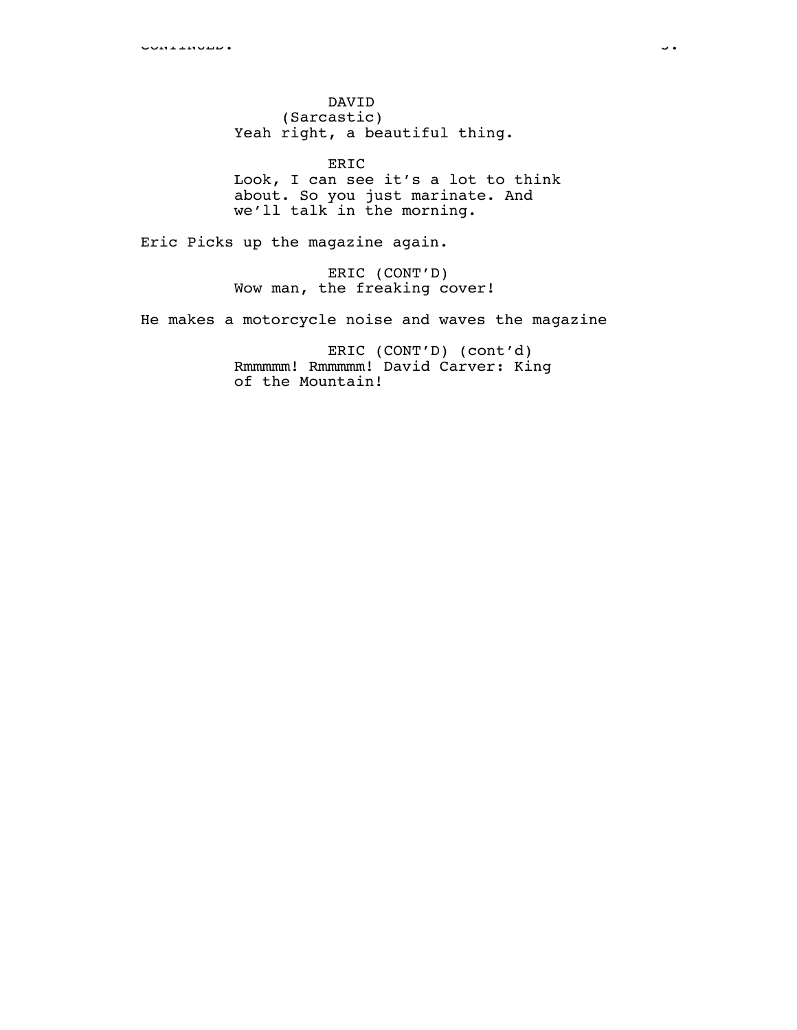DAVID
(Sarcastic)
Yeah right, a beautiful thing.

ERIC
Look, I can see it's a lot to think about. So you just marinate. And we'll talk in the morning.

Eric Picks up the magazine again.

ERIC (CONT'D)
Wow man, the freaking cover!

He makes a motorcycle noise and waves the magazine

ERIC (CONT'D) (cont'd)
Rmmmmm! Rmmmmm! David Carver: King of the Mountain!